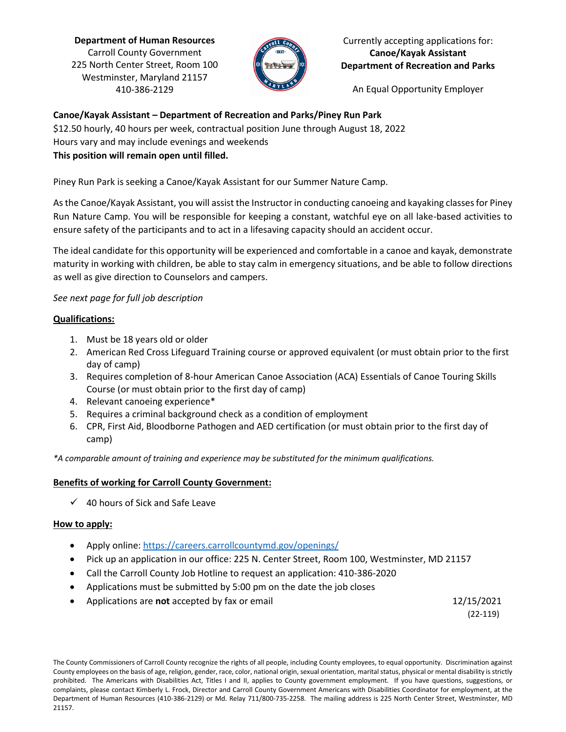**Department of Human Resources**
Carroll County Government
225 North Center Street, Room 100
Westminster, Maryland 21157
410-386-2129

Currently accepting applications for:
**Canoe/Kayak Assistant**
**Department of Recreation and Parks**

An Equal Opportunity Employer

**Canoe/Kayak Assistant – Department of Recreation and Parks/Piney Run Park**
$12.50 hourly, 40 hours per week, contractual position June through August 18, 2022
Hours vary and may include evenings and weekends
**This position will remain open until filled.**

Piney Run Park is seeking a Canoe/Kayak Assistant for our Summer Nature Camp.

As the Canoe/Kayak Assistant, you will assist the Instructor in conducting canoeing and kayaking classes for Piney Run Nature Camp. You will be responsible for keeping a constant, watchful eye on all lake-based activities to ensure safety of the participants and to act in a lifesaving capacity should an accident occur.

The ideal candidate for this opportunity will be experienced and comfortable in a canoe and kayak, demonstrate maturity in working with children, be able to stay calm in emergency situations, and be able to follow directions as well as give direction to Counselors and campers.

*See next page for full job description*

## Qualifications:

1. Must be 18 years old or older
2. American Red Cross Lifeguard Training course or approved equivalent (or must obtain prior to the first day of camp)
3. Requires completion of 8-hour American Canoe Association (ACA) Essentials of Canoe Touring Skills Course (or must obtain prior to the first day of camp)
4. Relevant canoeing experience*
5. Requires a criminal background check as a condition of employment
6. CPR, First Aid, Bloodborne Pathogen and AED certification (or must obtain prior to the first day of camp)

*\*A comparable amount of training and experience may be substituted for the minimum qualifications.*

## Benefits of working for Carroll County Government:

- ✓ 40 hours of Sick and Safe Leave

## How to apply:

- Apply online: https://careers.carrollcountymd.gov/openings/
- Pick up an application in our office: 225 N. Center Street, Room 100, Westminster, MD 21157
- Call the Carroll County Job Hotline to request an application: 410-386-2020
- Applications must be submitted by 5:00 pm on the date the job closes
- Applications are **not** accepted by fax or email

12/15/2021
(22-119)

The County Commissioners of Carroll County recognize the rights of all people, including County employees, to equal opportunity. Discrimination against County employees on the basis of age, religion, gender, race, color, national origin, sexual orientation, marital status, physical or mental disability is strictly prohibited. The Americans with Disabilities Act, Titles I and II, applies to County government employment. If you have questions, suggestions, or complaints, please contact Kimberly L. Frock, Director and Carroll County Government Americans with Disabilities Coordinator for employment, at the Department of Human Resources (410-386-2129) or Md. Relay 711/800-735-2258. The mailing address is 225 North Center Street, Westminster, MD 21157.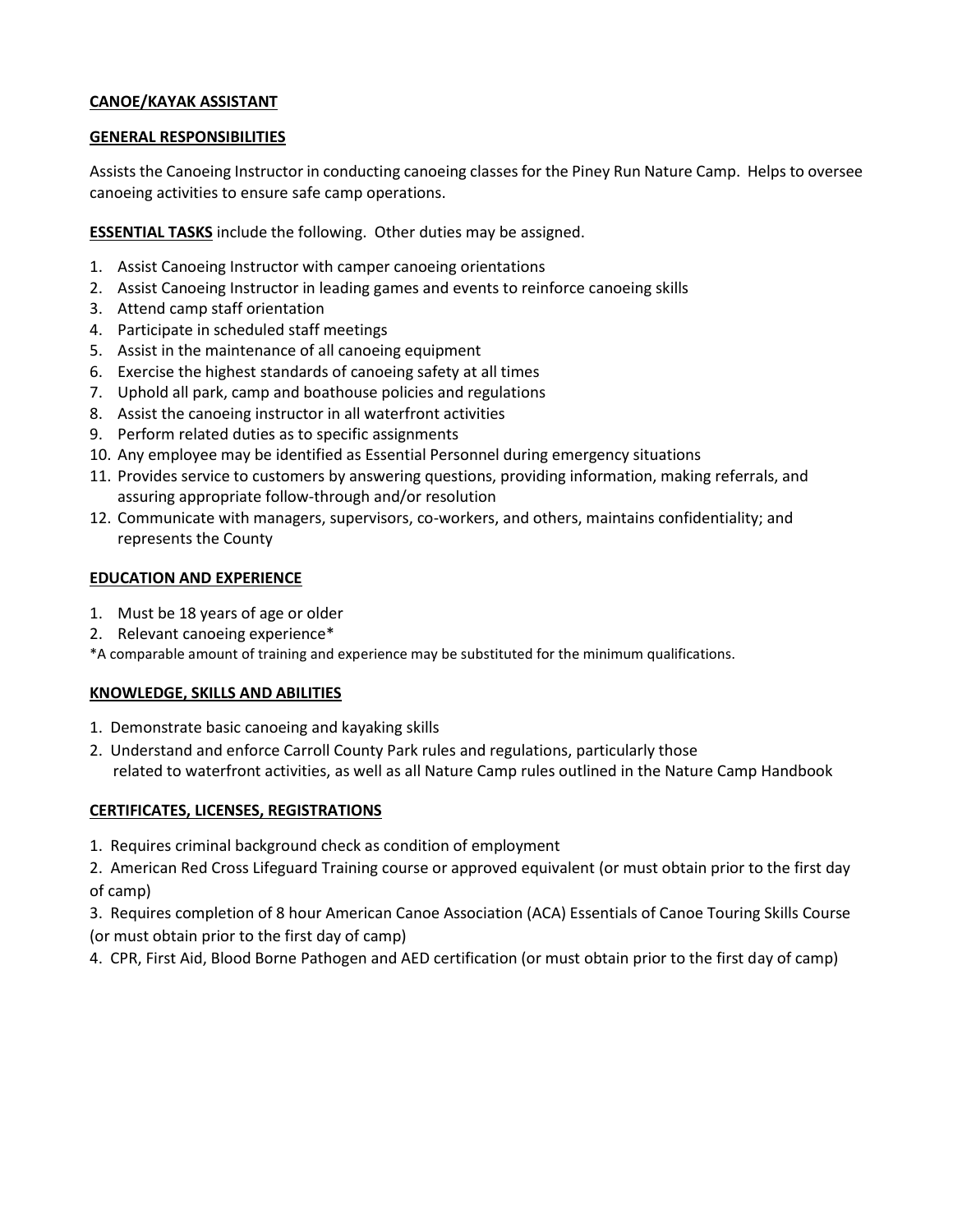**CANOE/KAYAK ASSISTANT**

**GENERAL RESPONSIBILITIES**

Assists the Canoeing Instructor in conducting canoeing classes for the Piney Run Nature Camp. Helps to oversee canoeing activities to ensure safe camp operations.

**ESSENTIAL TASKS** include the following. Other duties may be assigned.

1. Assist Canoeing Instructor with camper canoeing orientations
2. Assist Canoeing Instructor in leading games and events to reinforce canoeing skills
3. Attend camp staff orientation
4. Participate in scheduled staff meetings
5. Assist in the maintenance of all canoeing equipment
6. Exercise the highest standards of canoeing safety at all times
7. Uphold all park, camp and boathouse policies and regulations
8. Assist the canoeing instructor in all waterfront activities
9. Perform related duties as to specific assignments
10. Any employee may be identified as Essential Personnel during emergency situations
11. Provides service to customers by answering questions, providing information, making referrals, and assuring appropriate follow-through and/or resolution
12. Communicate with managers, supervisors, co-workers, and others, maintains confidentiality; and represents the County

**EDUCATION AND EXPERIENCE**

1. Must be 18 years of age or older
2. Relevant canoeing experience*

*A comparable amount of training and experience may be substituted for the minimum qualifications.

**KNOWLEDGE, SKILLS AND ABILITIES**

1. Demonstrate basic canoeing and kayaking skills
2. Understand and enforce Carroll County Park rules and regulations, particularly those related to waterfront activities, as well as all Nature Camp rules outlined in the Nature Camp Handbook

**CERTIFICATES, LICENSES, REGISTRATIONS**

1. Requires criminal background check as condition of employment
2. American Red Cross Lifeguard Training course or approved equivalent (or must obtain prior to the first day of camp)
3. Requires completion of 8 hour American Canoe Association (ACA) Essentials of Canoe Touring Skills Course (or must obtain prior to the first day of camp)
4. CPR, First Aid, Blood Borne Pathogen and AED certification (or must obtain prior to the first day of camp)